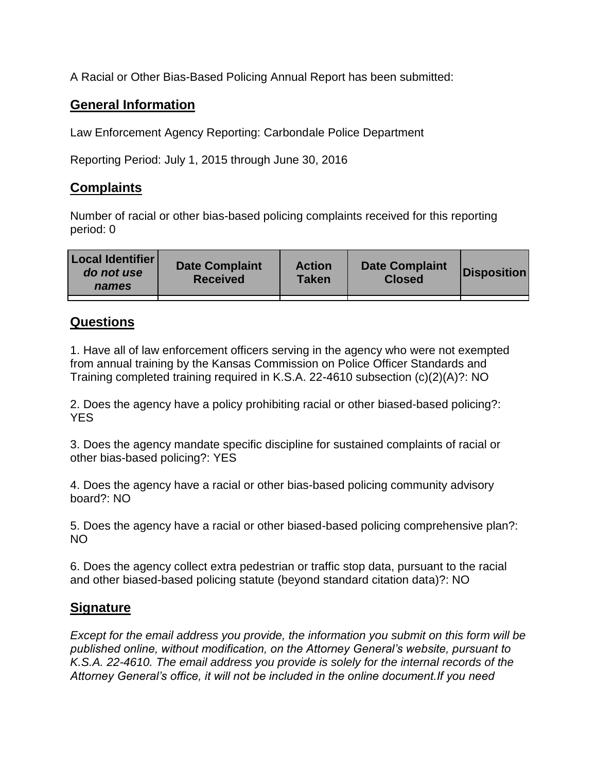A Racial or Other Bias-Based Policing Annual Report has been submitted:

## General Information

Law Enforcement Agency Reporting: Carbondale Police Department

Reporting Period: July 1, 2015 through June 30, 2016

## Complaints

Number of racial or other bias-based policing complaints received for this reporting period: 0

| Local Identifier *do not use names* | Date Complaint Received | Action Taken | Date Complaint Closed | Disposition |
|---|---|---|---|---|
| | | | | |

## Questions

1. Have all of law enforcement officers serving in the agency who were not exempted from annual training by the Kansas Commission on Police Officer Standards and Training completed training required in K.S.A. 22-4610 subsection (c)(2)(A)?: NO

2. Does the agency have a policy prohibiting racial or other biased-based policing?: YES

3. Does the agency mandate specific discipline for sustained complaints of racial or other bias-based policing?: YES

4. Does the agency have a racial or other bias-based policing community advisory board?: NO

5. Does the agency have a racial or other biased-based policing comprehensive plan?: NO

6. Does the agency collect extra pedestrian or traffic stop data, pursuant to the racial and other biased-based policing statute (beyond standard citation data)?: NO

## Signature

*Except for the email address you provide, the information you submit on this form will be published online, without modification, on the Attorney General's website, pursuant to K.S.A. 22-4610. The email address you provide is solely for the internal records of the Attorney General's office, it will not be included in the online document.If you need*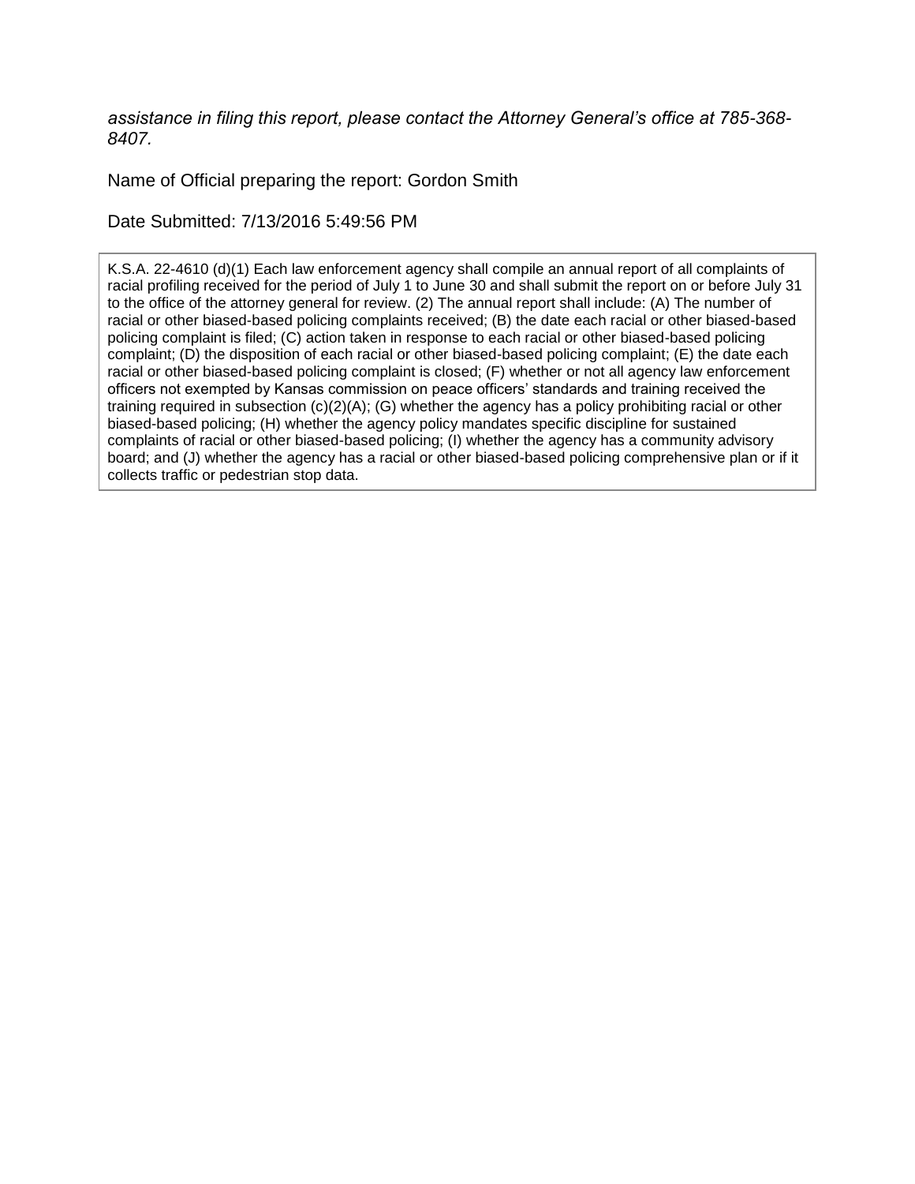*assistance in filing this report, please contact the Attorney General's office at 785-368-8407.*

Name of Official preparing the report: Gordon Smith

Date Submitted: 7/13/2016 5:49:56 PM

K.S.A. 22-4610 (d)(1) Each law enforcement agency shall compile an annual report of all complaints of racial profiling received for the period of July 1 to June 30 and shall submit the report on or before July 31 to the office of the attorney general for review. (2) The annual report shall include: (A) The number of racial or other biased-based policing complaints received; (B) the date each racial or other biased-based policing complaint is filed; (C) action taken in response to each racial or other biased-based policing complaint; (D) the disposition of each racial or other biased-based policing complaint; (E) the date each racial or other biased-based policing complaint is closed; (F) whether or not all agency law enforcement officers not exempted by Kansas commission on peace officers' standards and training received the training required in subsection (c)(2)(A); (G) whether the agency has a policy prohibiting racial or other biased-based policing; (H) whether the agency policy mandates specific discipline for sustained complaints of racial or other biased-based policing; (I) whether the agency has a community advisory board; and (J) whether the agency has a racial or other biased-based policing comprehensive plan or if it collects traffic or pedestrian stop data.